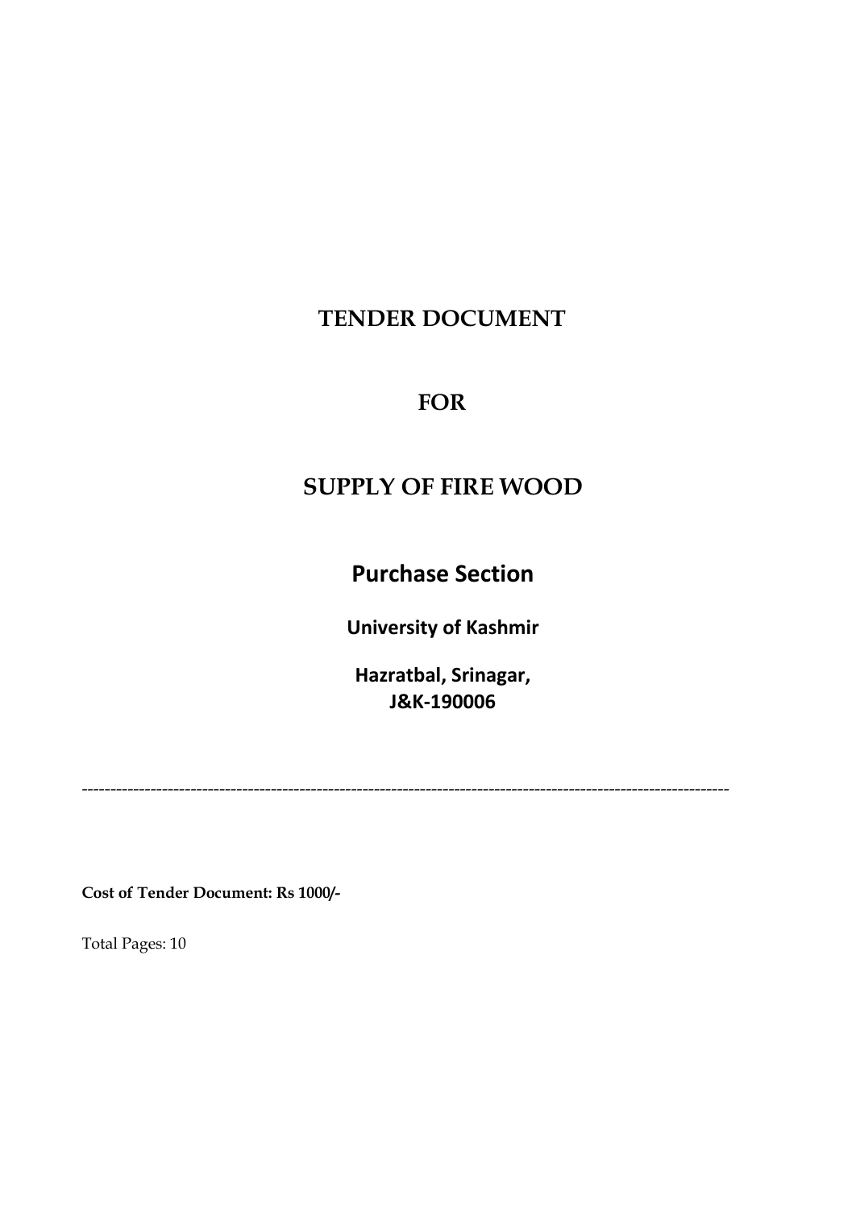# TENDER DOCUMENT

# FOR

# SUPPLY OF FIRE WOOD

## Purchase Section

**University of Kashmir**

**Hazratbal, Srinagar,**
**J&K-190006**

---

**Cost of Tender Document: Rs 1000/-**

Total Pages: 10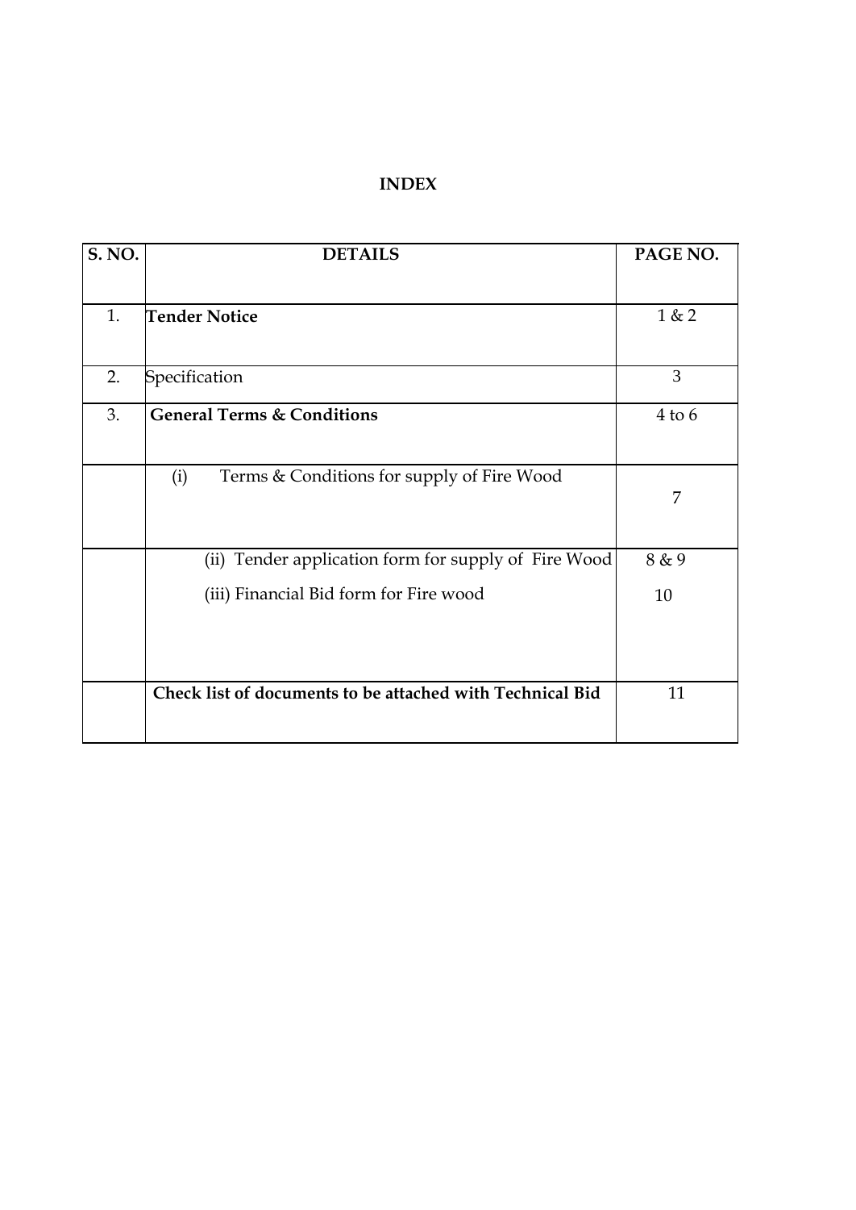# INDEX

| S. NO. | DETAILS | PAGE NO. |
|---|---|---|
| 1. | **Tender Notice** | 1 & 2 |
| 2. | Specification | 3 |
| 3. | **General Terms & Conditions** | 4 to 6 |
| | (i) Terms & Conditions for supply of Fire Wood | 7 |
| | (ii) Tender application form for supply of Fire Wood<br>(iii) Financial Bid form for Fire wood | 8 & 9<br>10 |
| | **Check list of documents to be attached with Technical Bid** | 11 |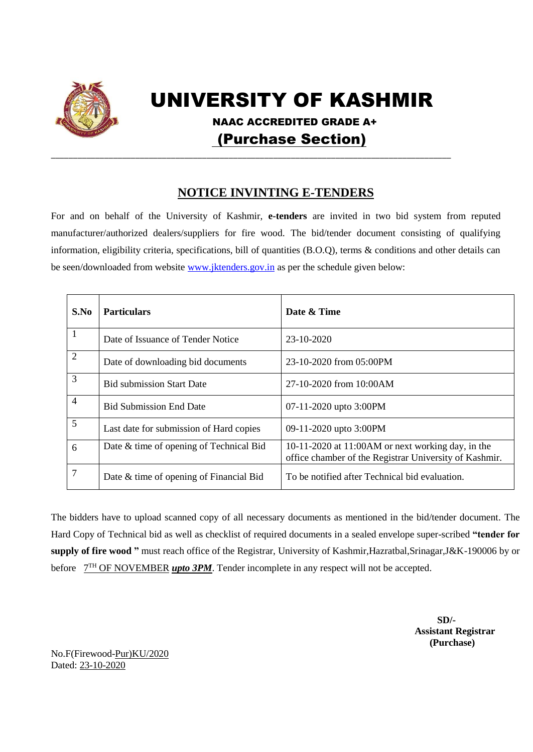# UNIVERSITY OF KASHMIR

**NAAC ACCREDITED GRADE A+**

## (Purchase Section)

---

## NOTICE INVINTING E-TENDERS

For and on behalf of the University of Kashmir, **e-tenders** are invited in two bid system from reputed manufacturer/authorized dealers/suppliers for fire wood. The bid/tender document consisting of qualifying information, eligibility criteria, specifications, bill of quantities (B.O.Q), terms & conditions and other details can be seen/downloaded from website www.jktenders.gov.in as per the schedule given below:

| S.No | Particulars | Date & Time |
|---|---|---|
| 1 | Date of Issuance of Tender Notice | 23-10-2020 |
| 2 | Date of downloading bid documents | 23-10-2020 from 05:00PM |
| 3 | Bid submission Start Date | 27-10-2020 from 10:00AM |
| 4 | Bid Submission End Date | 07-11-2020 upto 3:00PM |
| 5 | Last date for submission of Hard copies | 09-11-2020 upto 3:00PM |
| 6 | Date & time of opening of Technical Bid | 10-11-2020 at 11:00AM or next working day, in the office chamber of the Registrar University of Kashmir. |
| 7 | Date & time of opening of Financial Bid | To be notified after Technical bid evaluation. |

The bidders have to upload scanned copy of all necessary documents as mentioned in the bid/tender document. The Hard Copy of Technical bid as well as checklist of required documents in a sealed envelope super-scribed **"tender for supply of fire wood "** must reach office of the Registrar, University of Kashmir,Hazratbal,Srinagar,J&K-190006 by or before 7[TH] OF NOVEMBER ***upto 3PM***. Tender incomplete in any respect will not be accepted.

**SD/-**
**Assistant Registrar**
**(Purchase)**

No.F(Firewood-Pur)KU/2020
Dated: 23-10-2020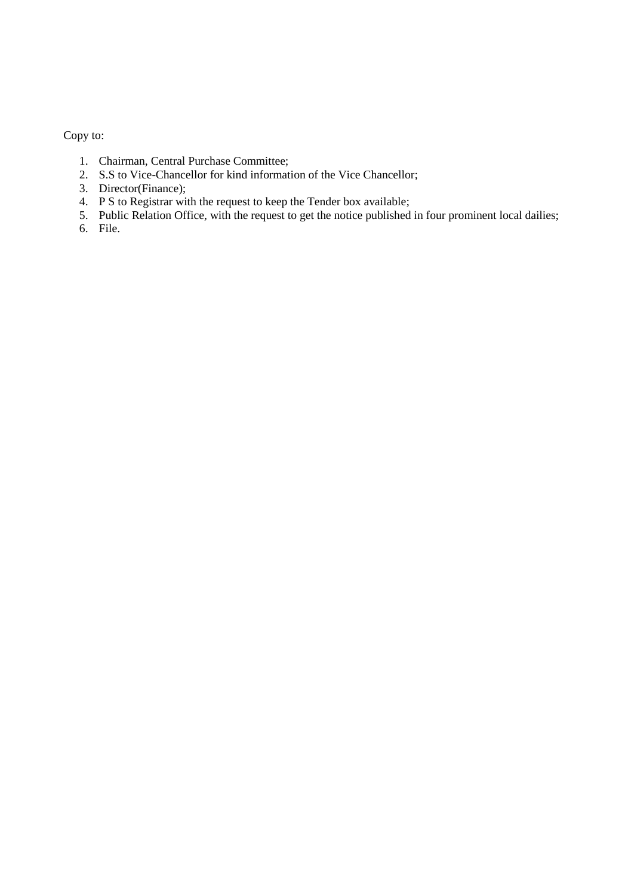Copy to:

1. Chairman, Central Purchase Committee;
2. S.S to Vice-Chancellor for kind information of the Vice Chancellor;
3. Director(Finance);
4. P S to Registrar with the request to keep the Tender box available;
5. Public Relation Office, with the request to get the notice published in four prominent local dailies;
6. File.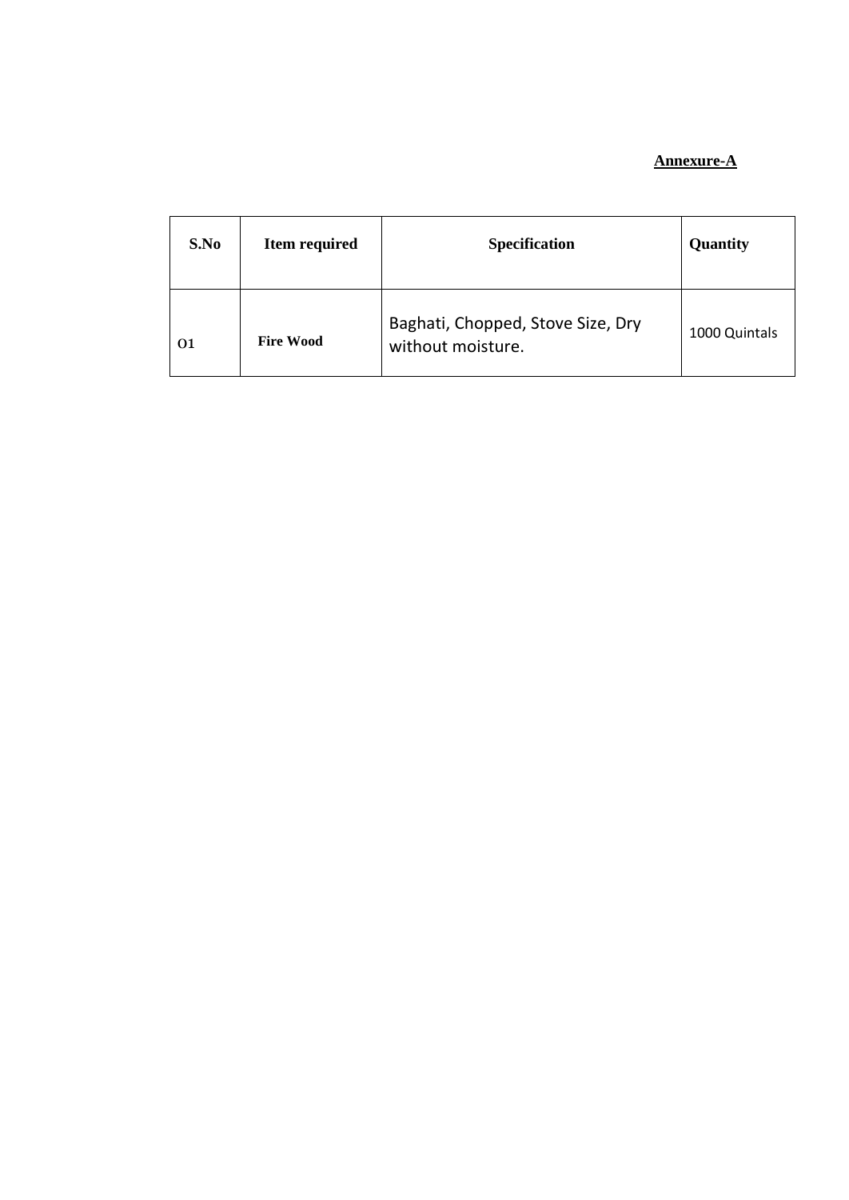**Annexure-A**

| S.No | Item required | Specification | Quantity |
|---|---|---|---|
| O1 | **Fire Wood** | Baghati, Chopped, Stove Size, Dry without moisture. | 1000 Quintals |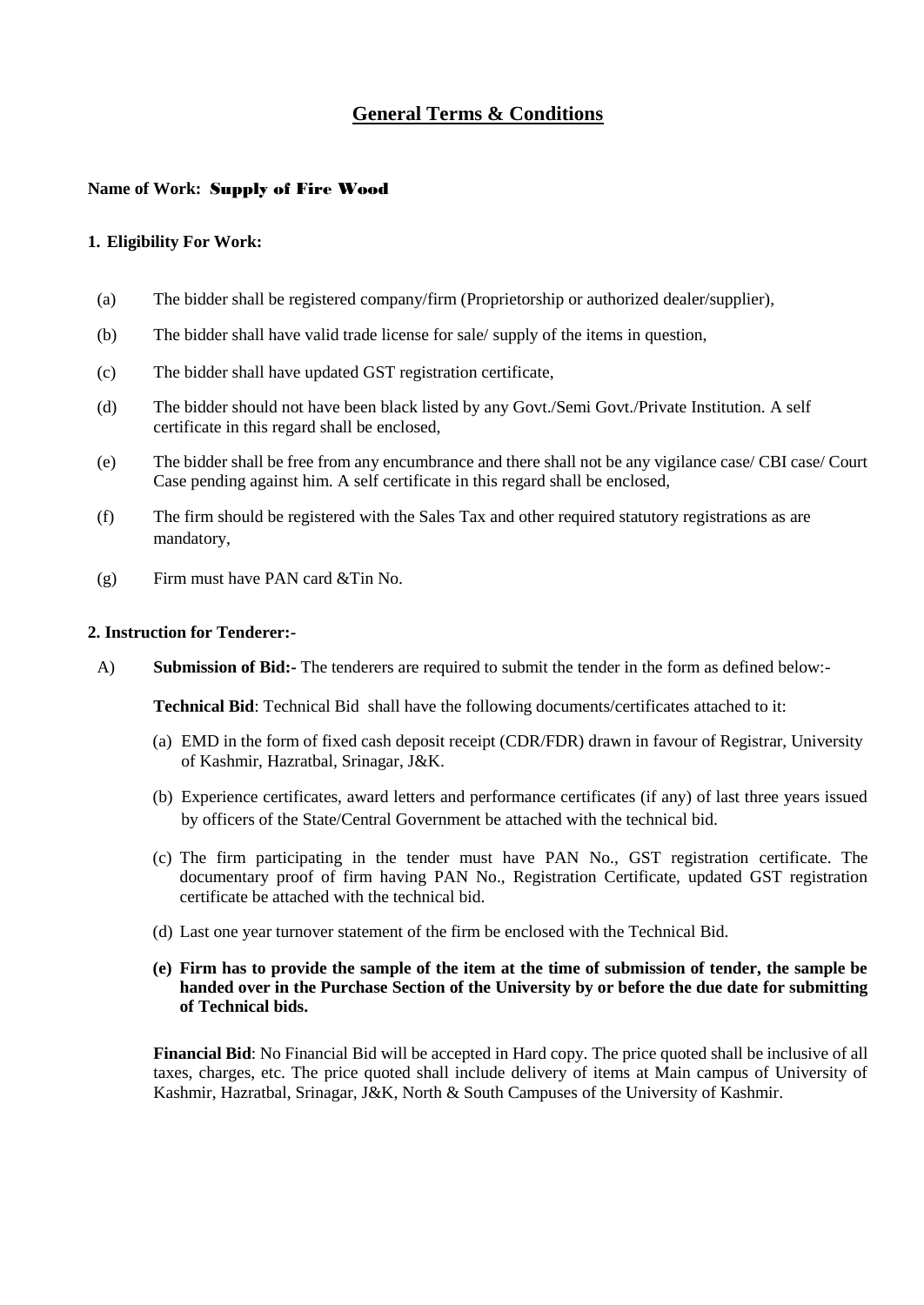# General Terms & Conditions

**Name of Work: Supply of Fire Wood**

**1. Eligibility For Work:**

(a) The bidder shall be registered company/firm (Proprietorship or authorized dealer/supplier),

(b) The bidder shall have valid trade license for sale/ supply of the items in question,

(c) The bidder shall have updated GST registration certificate,

(d) The bidder should not have been black listed by any Govt./Semi Govt./Private Institution. A self certificate in this regard shall be enclosed,

(e) The bidder shall be free from any encumbrance and there shall not be any vigilance case/ CBI case/ Court Case pending against him. A self certificate in this regard shall be enclosed,

(f) The firm should be registered with the Sales Tax and other required statutory registrations as are mandatory,

(g) Firm must have PAN card &Tin No.

**2. Instruction for Tenderer:-**

A) **Submission of Bid:-** The tenderers are required to submit the tender in the form as defined below:-

**Technical Bid**: Technical Bid shall have the following documents/certificates attached to it:

(a) EMD in the form of fixed cash deposit receipt (CDR/FDR) drawn in favour of Registrar, University of Kashmir, Hazratbal, Srinagar, J&K.

(b) Experience certificates, award letters and performance certificates (if any) of last three years issued by officers of the State/Central Government be attached with the technical bid.

(c) The firm participating in the tender must have PAN No., GST registration certificate. The documentary proof of firm having PAN No., Registration Certificate, updated GST registration certificate be attached with the technical bid.

(d) Last one year turnover statement of the firm be enclosed with the Technical Bid.

**(e) Firm has to provide the sample of the item at the time of submission of tender, the sample be handed over in the Purchase Section of the University by or before the due date for submitting of Technical bids.**

**Financial Bid**: No Financial Bid will be accepted in Hard copy. The price quoted shall be inclusive of all taxes, charges, etc. The price quoted shall include delivery of items at Main campus of University of Kashmir, Hazratbal, Srinagar, J&K, North & South Campuses of the University of Kashmir.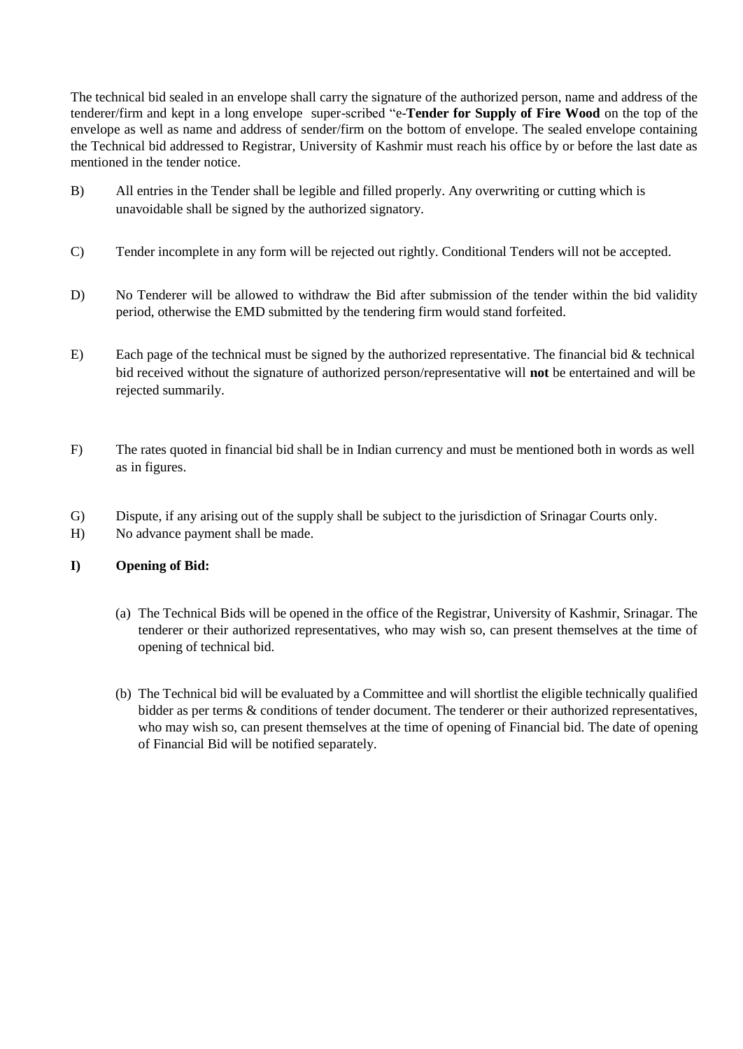The technical bid sealed in an envelope shall carry the signature of the authorized person, name and address of the tenderer/firm and kept in a long envelope super-scribed "e-**Tender for Supply of Fire Wood** on the top of the envelope as well as name and address of sender/firm on the bottom of envelope. The sealed envelope containing the Technical bid addressed to Registrar, University of Kashmir must reach his office by or before the last date as mentioned in the tender notice.

B) All entries in the Tender shall be legible and filled properly. Any overwriting or cutting which is unavoidable shall be signed by the authorized signatory.

C) Tender incomplete in any form will be rejected out rightly. Conditional Tenders will not be accepted.

D) No Tenderer will be allowed to withdraw the Bid after submission of the tender within the bid validity period, otherwise the EMD submitted by the tendering firm would stand forfeited.

E) Each page of the technical must be signed by the authorized representative. The financial bid & technical bid received without the signature of authorized person/representative will **not** be entertained and will be rejected summarily.

F) The rates quoted in financial bid shall be in Indian currency and must be mentioned both in words as well as in figures.

G) Dispute, if any arising out of the supply shall be subject to the jurisdiction of Srinagar Courts only.

H) No advance payment shall be made.

**I) Opening of Bid:**

(a) The Technical Bids will be opened in the office of the Registrar, University of Kashmir, Srinagar. The tenderer or their authorized representatives, who may wish so, can present themselves at the time of opening of technical bid.

(b) The Technical bid will be evaluated by a Committee and will shortlist the eligible technically qualified bidder as per terms & conditions of tender document. The tenderer or their authorized representatives, who may wish so, can present themselves at the time of opening of Financial bid. The date of opening of Financial Bid will be notified separately.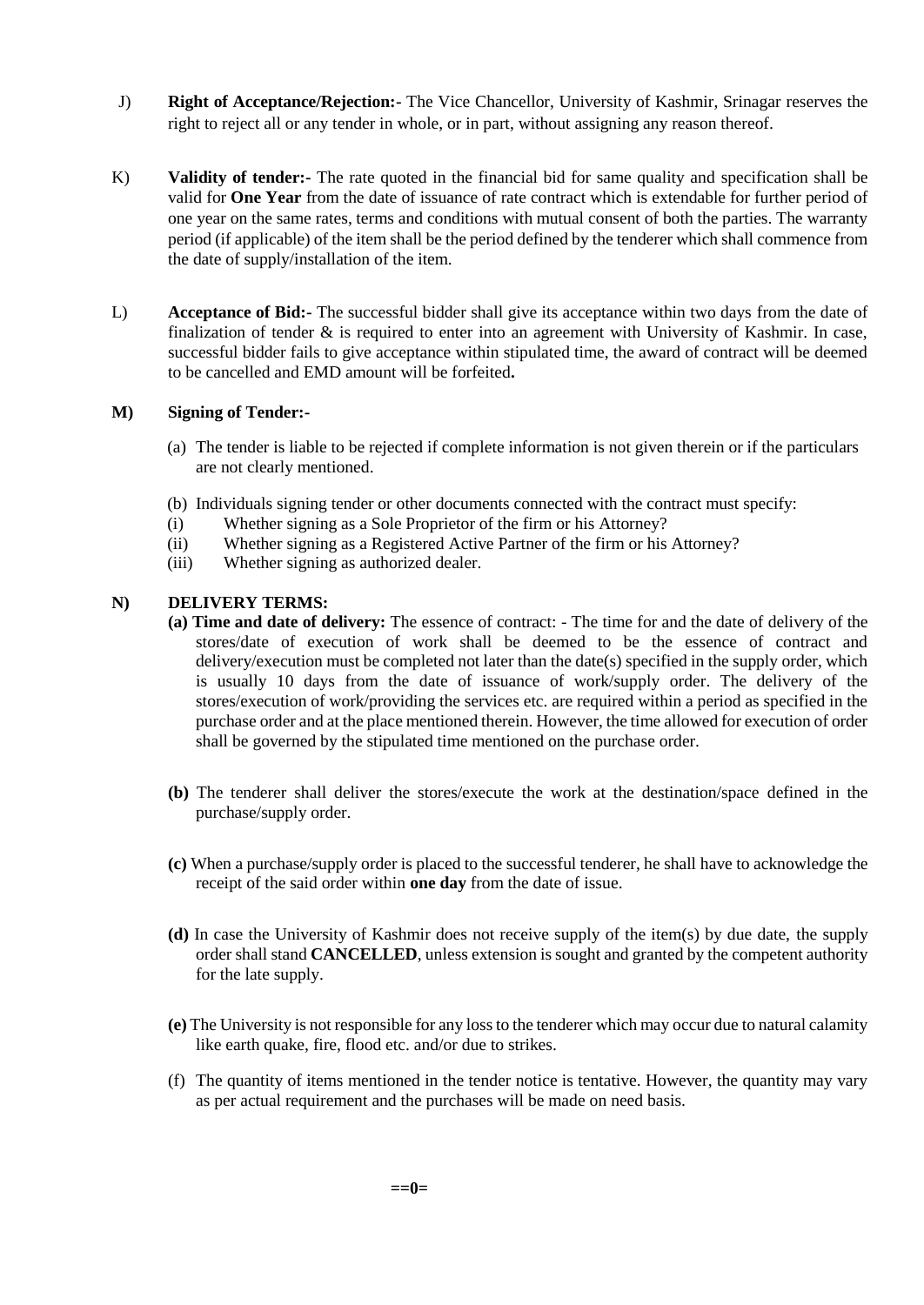J) **Right of Acceptance/Rejection:-** The Vice Chancellor, University of Kashmir, Srinagar reserves the right to reject all or any tender in whole, or in part, without assigning any reason thereof.

K) **Validity of tender:-** The rate quoted in the financial bid for same quality and specification shall be valid for **One Year** from the date of issuance of rate contract which is extendable for further period of one year on the same rates, terms and conditions with mutual consent of both the parties. The warranty period (if applicable) of the item shall be the period defined by the tenderer which shall commence from the date of supply/installation of the item.

L) **Acceptance of Bid:-** The successful bidder shall give its acceptance within two days from the date of finalization of tender & is required to enter into an agreement with University of Kashmir. In case, successful bidder fails to give acceptance within stipulated time, the award of contract will be deemed to be cancelled and EMD amount will be forfeited**.**

**M) Signing of Tender:-**

(a) The tender is liable to be rejected if complete information is not given therein or if the particulars are not clearly mentioned.

(b) Individuals signing tender or other documents connected with the contract must specify:

(i) Whether signing as a Sole Proprietor of the firm or his Attorney?

(ii) Whether signing as a Registered Active Partner of the firm or his Attorney?

(iii) Whether signing as authorized dealer.

**N) DELIVERY TERMS:**

**(a) Time and date of delivery:** The essence of contract: - The time for and the date of delivery of the stores/date of execution of work shall be deemed to be the essence of contract and delivery/execution must be completed not later than the date(s) specified in the supply order, which is usually 10 days from the date of issuance of work/supply order. The delivery of the stores/execution of work/providing the services etc. are required within a period as specified in the purchase order and at the place mentioned therein. However, the time allowed for execution of order shall be governed by the stipulated time mentioned on the purchase order.

**(b)** The tenderer shall deliver the stores/execute the work at the destination/space defined in the purchase/supply order.

**(c)** When a purchase/supply order is placed to the successful tenderer, he shall have to acknowledge the receipt of the said order within **one day** from the date of issue.

**(d)** In case the University of Kashmir does not receive supply of the item(s) by due date, the supply order shall stand **CANCELLED**, unless extension is sought and granted by the competent authority for the late supply.

**(e)** The University is not responsible for any loss to the tenderer which may occur due to natural calamity like earth quake, fire, flood etc. and/or due to strikes.

(f) The quantity of items mentioned in the tender notice is tentative. However, the quantity may vary as per actual requirement and the purchases will be made on need basis.

**==0=**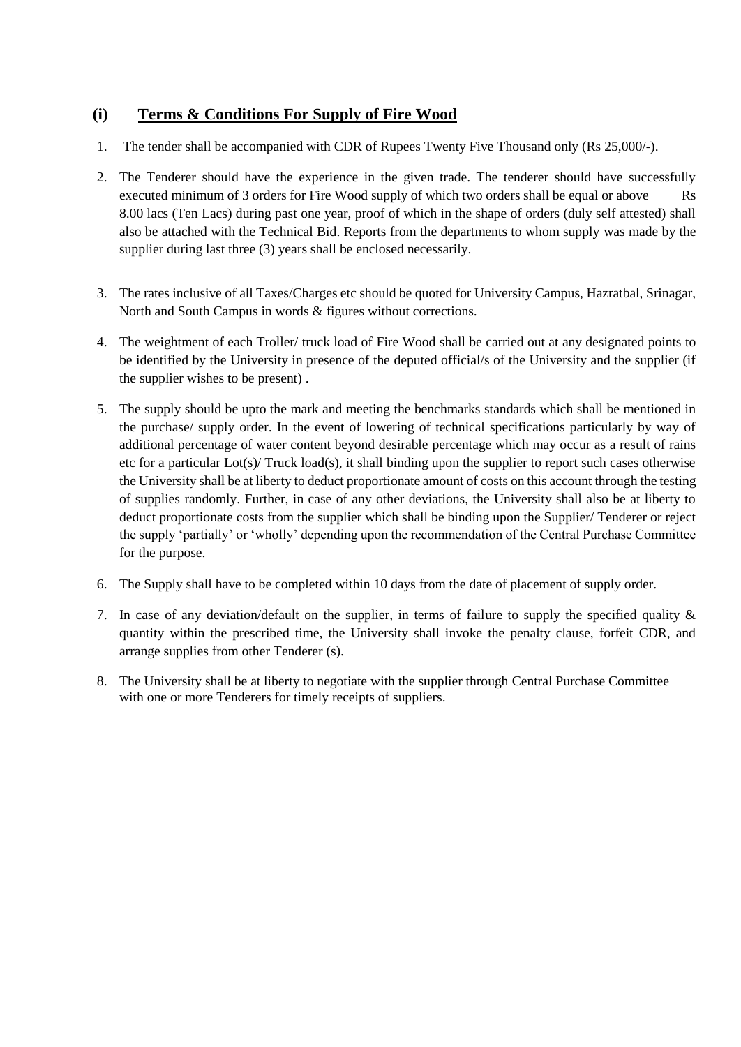## (i) Terms & Conditions For Supply of Fire Wood

1. The tender shall be accompanied with CDR of Rupees Twenty Five Thousand only (Rs 25,000/-).
2. The Tenderer should have the experience in the given trade. The tenderer should have successfully executed minimum of 3 orders for Fire Wood supply of which two orders shall be equal or above Rs 8.00 lacs (Ten Lacs) during past one year, proof of which in the shape of orders (duly self attested) shall also be attached with the Technical Bid. Reports from the departments to whom supply was made by the supplier during last three (3) years shall be enclosed necessarily.
3. The rates inclusive of all Taxes/Charges etc should be quoted for University Campus, Hazratbal, Srinagar, North and South Campus in words & figures without corrections.
4. The weightment of each Troller/ truck load of Fire Wood shall be carried out at any designated points to be identified by the University in presence of the deputed official/s of the University and the supplier (if the supplier wishes to be present) .
5. The supply should be upto the mark and meeting the benchmarks standards which shall be mentioned in the purchase/ supply order. In the event of lowering of technical specifications particularly by way of additional percentage of water content beyond desirable percentage which may occur as a result of rains etc for a particular Lot(s)/ Truck load(s), it shall binding upon the supplier to report such cases otherwise the University shall be at liberty to deduct proportionate amount of costs on this account through the testing of supplies randomly. Further, in case of any other deviations, the University shall also be at liberty to deduct proportionate costs from the supplier which shall be binding upon the Supplier/ Tenderer or reject the supply 'partially' or 'wholly' depending upon the recommendation of the Central Purchase Committee for the purpose.
6. The Supply shall have to be completed within 10 days from the date of placement of supply order.
7. In case of any deviation/default on the supplier, in terms of failure to supply the specified quality & quantity within the prescribed time, the University shall invoke the penalty clause, forfeit CDR, and arrange supplies from other Tenderer (s).
8. The University shall be at liberty to negotiate with the supplier through Central Purchase Committee with one or more Tenderers for timely receipts of suppliers.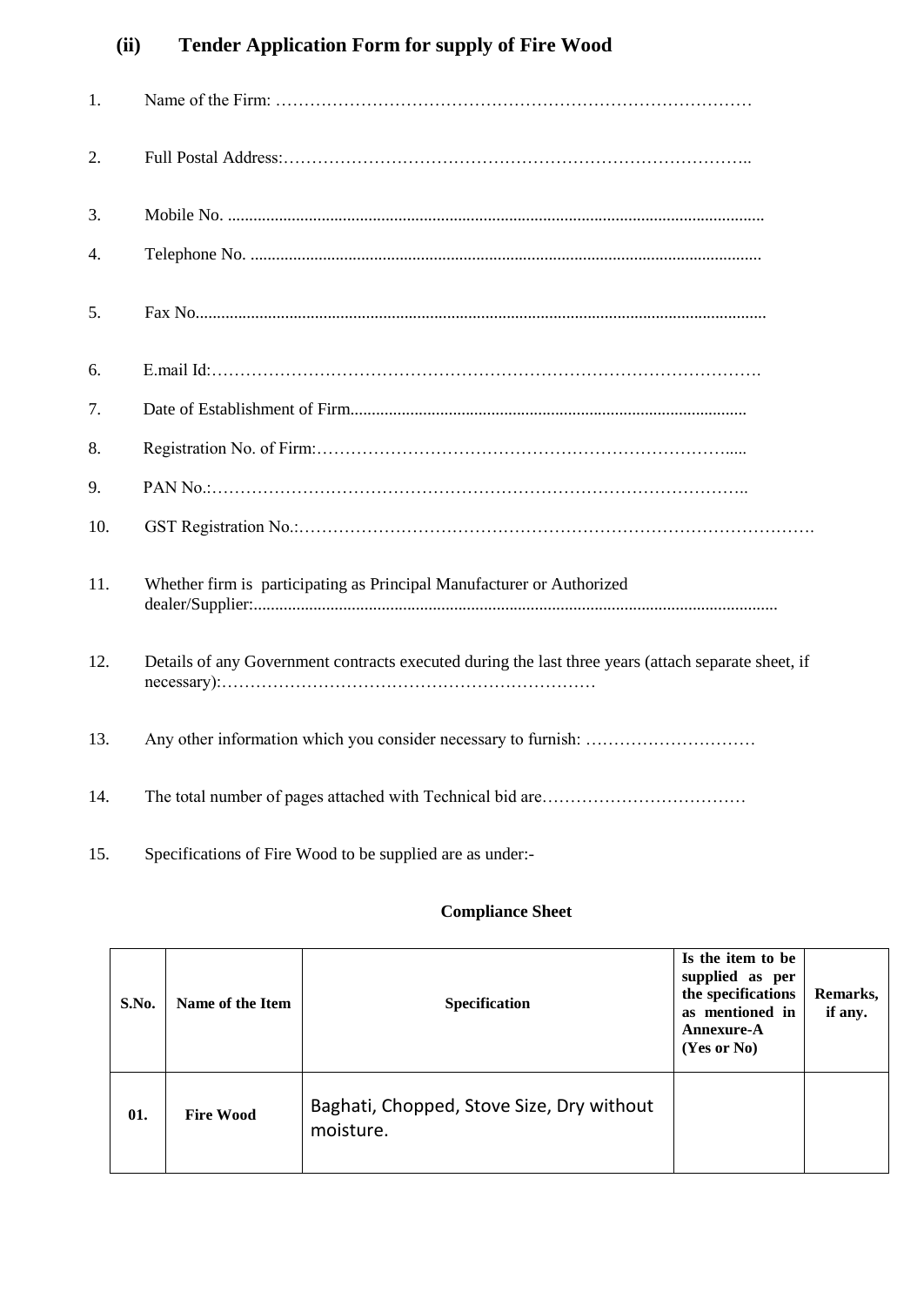## (ii) Tender Application Form for supply of Fire Wood

1. Name of the Firm: …………………………………………………………………………

2. Full Postal Address:………………………………………………………………………..

3. Mobile No. ............................................................................................................................

4. Telephone No. .....................................................................................................................

5. Fax No.....................................................................................................................................

6. E.mail Id:……………………………………………………………………………………….

7. Date of Establishment of Firm............................................................................................

8. Registration No. of Firm:…………………………………………………………………....

9. PAN No.:………………………………………………………………………………..

10. GST Registration No.:……………………………………………………………………………….

11. Whether firm is participating as Principal Manufacturer or Authorized dealer/Supplier:..........................................................................................................................

12. Details of any Government contracts executed during the last three years (attach separate sheet, if necessary):…………………………………………………………

13. Any other information which you consider necessary to furnish: …………………………

14. The total number of pages attached with Technical bid are………………………………

15. Specifications of Fire Wood to be supplied are as under:-

**Compliance Sheet**

| S.No. | Name of the Item | Specification | Is the item to be supplied as per the specifications as mentioned in Annexure-A (Yes or No) | Remarks, if any. |
|---|---|---|---|---|
| 01. | Fire Wood | Baghati, Chopped, Stove Size, Dry without moisture. | | |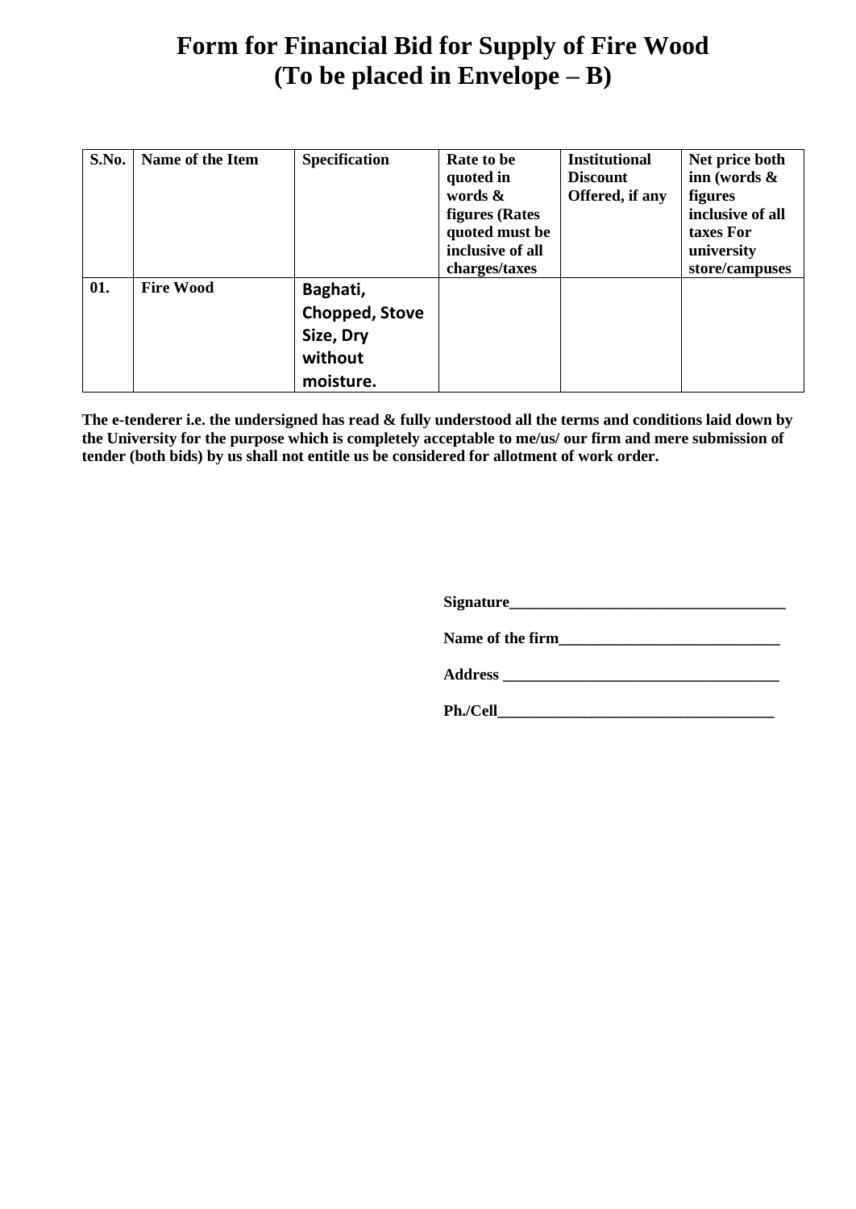# Form for Financial Bid for Supply of Fire Wood
# (To be placed in Envelope – B)

| S.No. | Name of the Item | Specification | Rate to be quoted in words & figures (Rates quoted must be inclusive of all charges/taxes | Institutional Discount Offered, if any | Net price both inn (words & figures inclusive of all taxes For university store/campuses |
|---|---|---|---|---|---|
| 01. | Fire Wood | Baghati, Chopped, Stove Size, Dry without moisture. | | | |

**The e-tenderer i.e. the undersigned has read & fully understood all the terms and conditions laid down by the University for the purpose which is completely acceptable to me/us/ our firm and mere submission of tender (both bids) by us shall not entitle us be considered for allotment of work order.**

**Signature___________________________________**

**Name of the firm____________________________**

**Address ___________________________________**

**Ph./Cell___________________________________**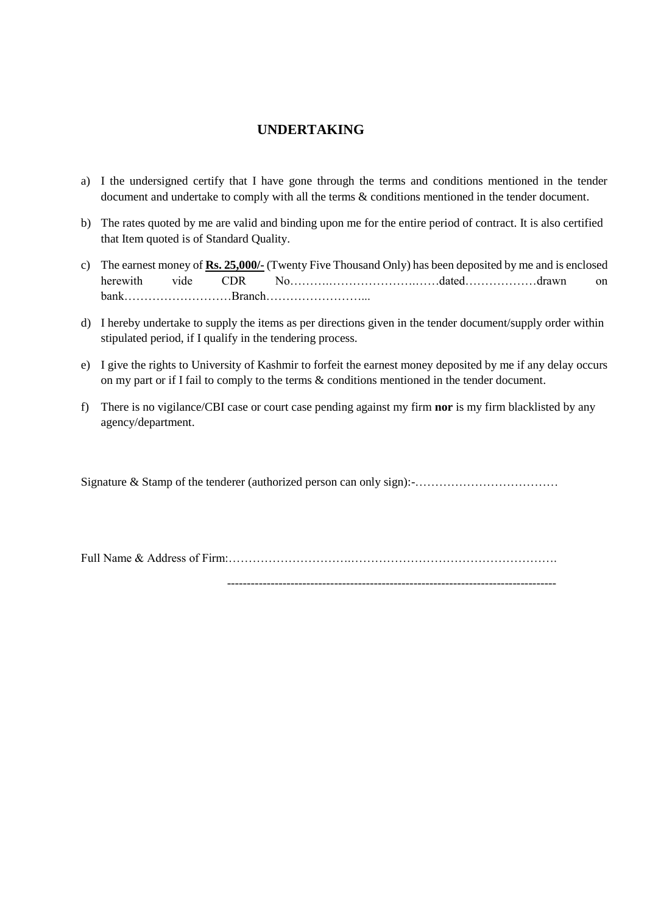# UNDERTAKING

a) I the undersigned certify that I have gone through the terms and conditions mentioned in the tender document and undertake to comply with all the terms & conditions mentioned in the tender document.

b) The rates quoted by me are valid and binding upon me for the entire period of contract. It is also certified that Item quoted is of Standard Quality.

c) The earnest money of **Rs. 25,000/-** (Twenty Five Thousand Only) has been deposited by me and is enclosed herewith vide CDR No……….…………………….……dated………………drawn on bank………………………Branch……………………...

d) I hereby undertake to supply the items as per directions given in the tender document/supply order within stipulated period, if I qualify in the tendering process.

e) I give the rights to University of Kashmir to forfeit the earnest money deposited by me if any delay occurs on my part or if I fail to comply to the terms & conditions mentioned in the tender document.

f) There is no vigilance/CBI case or court case pending against my firm **nor** is my firm blacklisted by any agency/department.

Signature & Stamp of the tenderer (authorized person can only sign):-………………………………

Full Name & Address of Firm:…………………………..…………………………………………….

---------------------------------------------------------------------------------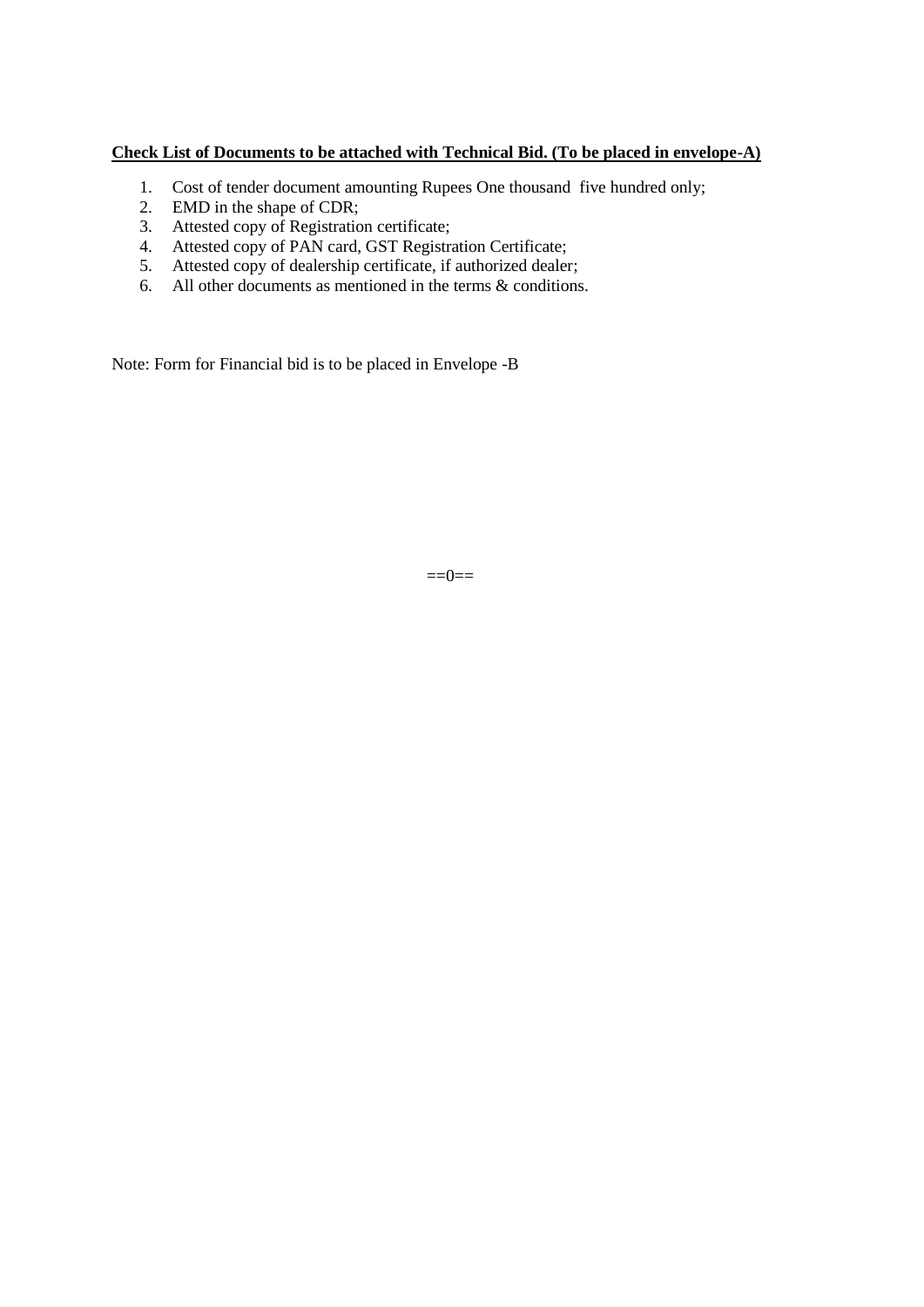**<u>Check List of Documents to be attached with Technical Bid. (To be placed in envelope-A)</u>**

1. Cost of tender document amounting Rupees One thousand five hundred only;
2. EMD in the shape of CDR;
3. Attested copy of Registration certificate;
4. Attested copy of PAN card, GST Registration Certificate;
5. Attested copy of dealership certificate, if authorized dealer;
6. All other documents as mentioned in the terms & conditions.

Note: Form for Financial bid is to be placed in Envelope -B

==0==